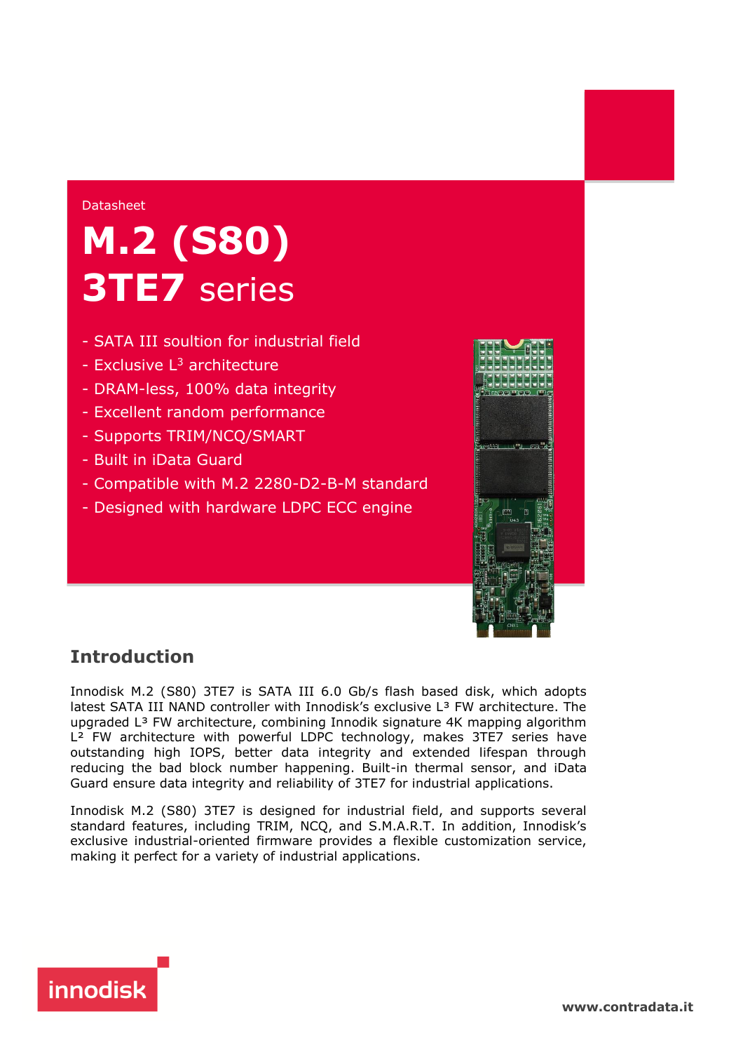Datasheet

# M.2 (S80) 3TE7 series

- SATA III soultion for industrial field
- Exclusive L[3] architecture
- DRAM-less, 100% data integrity
- Excellent random performance
- Supports TRIM/NCQ/SMART
- Built in iData Guard
- Compatible with M.2 2280-D2-B-M standard
- Designed with hardware LDPC ECC engine

## Introduction

Innodisk M.2 (S80) 3TE7 is SATA III 6.0 Gb/s flash based disk, which adopts latest SATA III NAND controller with Innodisk's exclusive L³ FW architecture. The upgraded L³ FW architecture, combining Innodik signature 4K mapping algorithm L² FW architecture with powerful LDPC technology, makes 3TE7 series have outstanding high IOPS, better data integrity and extended lifespan through reducing the bad block number happening. Built-in thermal sensor, and iData Guard ensure data integrity and reliability of 3TE7 for industrial applications.

Innodisk M.2 (S80) 3TE7 is designed for industrial field, and supports several standard features, including TRIM, NCQ, and S.M.A.R.T. In addition, Innodisk's exclusive industrial-oriented firmware provides a flexible customization service, making it perfect for a variety of industrial applications.

innodisk

www.contradata.it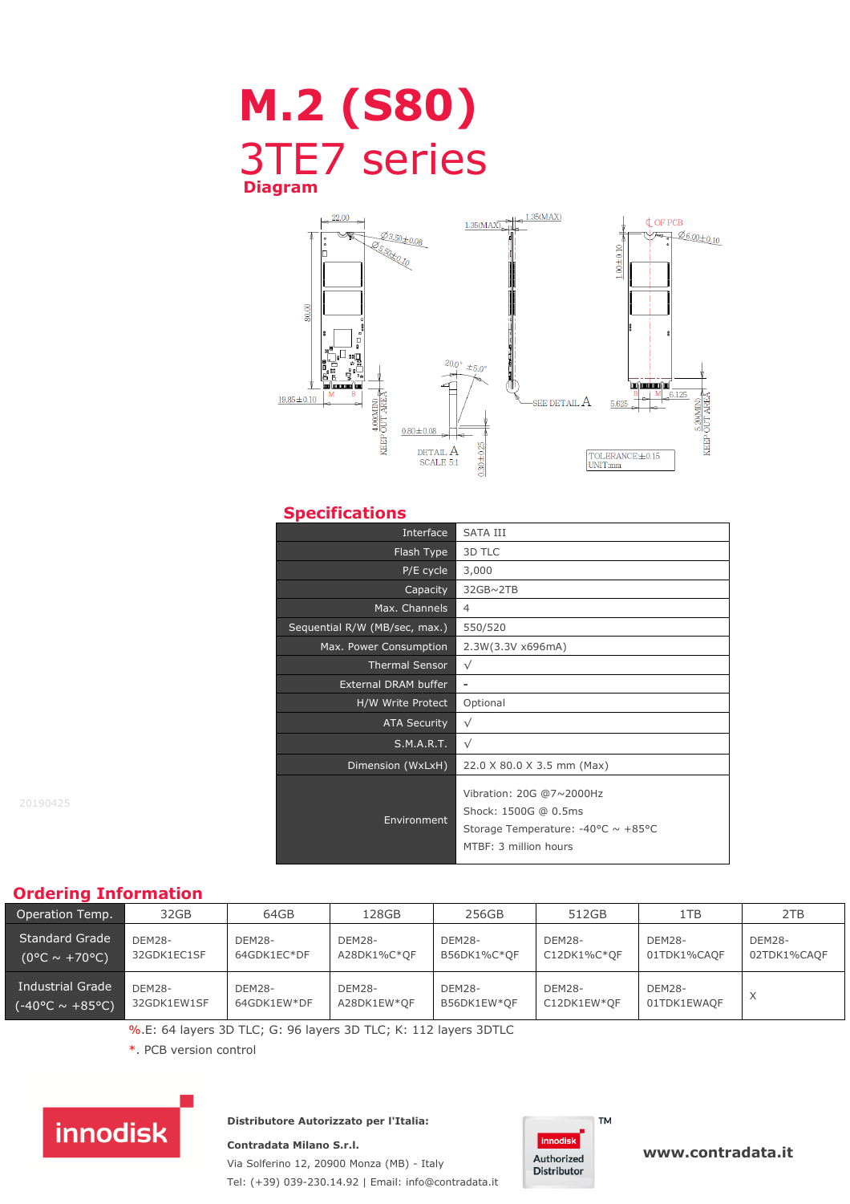# M.2 (S80)

# 3TE7 series

## Diagram

22.00
Ø3.50±0.08
Ø5.50±0.10
80.00
19.85±0.10
M B
4.00(MIN) KEEP OUT AREA
1.35(MAX)
1.35(MAX)
SEE DETAIL A
20.0° ±5.0°
0.80±0.08
DETAIL A
SCALE 5:1
0.30±0.25
℄ OF PCB
Ø6.00±0.10
1.00±0.10
5.625
6.125
5.20(MIN) KEEP OUT AREA
TOLERANCE±0.15
UNIT:mm

## Specifications

| | |
|---|---|
| Interface | SATA III |
| Flash Type | 3D TLC |
| P/E cycle | 3,000 |
| Capacity | 32GB~2TB |
| Max. Channels | 4 |
| Sequential R/W (MB/sec, max.) | 550/520 |
| Max. Power Consumption | 2.3W(3.3V x696mA) |
| Thermal Sensor | √ |
| External DRAM buffer | - |
| H/W Write Protect | Optional |
| ATA Security | √ |
| S.M.A.R.T. | √ |
| Dimension (WxLxH) | 22.0 X 80.0 X 3.5 mm (Max) |
| Environment | Vibration: 20G @7~2000Hz<br>Shock: 1500G @ 0.5ms<br>Storage Temperature: -40°C ~ +85°C<br>MTBF: 3 million hours |

20190425

## Ordering Information

| Operation Temp. | 32GB | 64GB | 128GB | 256GB | 512GB | 1TB | 2TB |
|---|---|---|---|---|---|---|---|
| Standard Grade (0°C ~ +70°C) | DEM28-32GDK1EC1SF | DEM28-64GDK1EC*DF | DEM28-A28DK1%C*QF | DEM28-B56DK1%C*QF | DEM28-C12DK1%C*QF | DEM28-01TDK1%CAQF | DEM28-02TDK1%CAQF |
| Industrial Grade (-40°C ~ +85°C) | DEM28-32GDK1EW1SF | DEM28-64GDK1EW*DF | DEM28-A28DK1EW*QF | DEM28-B56DK1EW*QF | DEM28-C12DK1EW*QF | DEM28-01TDK1EWAQF | X |

%.E: 64 layers 3D TLC; G: 96 layers 3D TLC; K: 112 layers 3DTLC

*. PCB version control

innodisk

**Distributore Autorizzato per l'Italia:**

**Contradata Milano S.r.l.**

Via Solferino 12, 20900 Monza (MB) - Italy

Tel: (+39) 039-230.14.92 | Email: info@contradata.it

innodisk Authorized Distributor TM

**www.contradata.it**